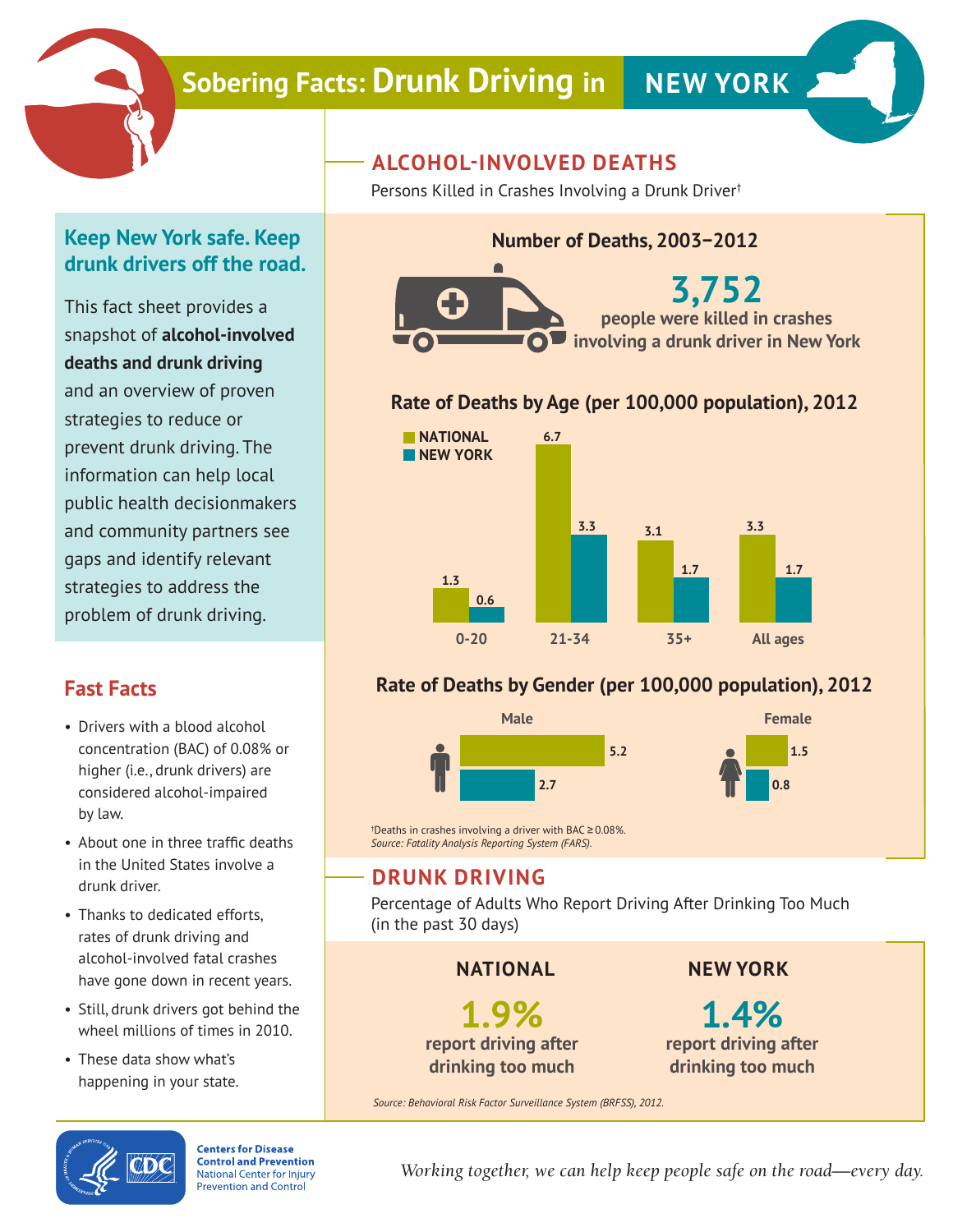# Sobering Facts: Drunk Driving in NEW YORK

## Keep New York safe. Keep drunk drivers off the road.

This fact sheet provides a snapshot of **alcohol-involved deaths and drunk driving** and an overview of proven strategies to reduce or prevent drunk driving. The information can help local public health decisionmakers and community partners see gaps and identify relevant strategies to address the problem of drunk driving.

## Fast Facts

- Drivers with a blood alcohol concentration (BAC) of 0.08% or higher (i.e., drunk drivers) are considered alcohol-impaired by law.
- About one in three traffic deaths in the United States involve a drunk driver.
- Thanks to dedicated efforts, rates of drunk driving and alcohol-involved fatal crashes have gone down in recent years.
- Still, drunk drivers got behind the wheel millions of times in 2010.
- These data show what's happening in your state.

## ALCOHOL-INVOLVED DEATHS

Persons Killed in Crashes Involving a Drunk Driver†

### Number of Deaths, 2003–2012

**3,752**

**people were killed in crashes involving a drunk driver in New York**

### Rate of Deaths by Age (per 100,000 population), 2012

| Age | National | New York |
|---|---|---|
| 0-20 | 1.3 | 0.6 |
| 21-34 | 6.7 | 3.3 |
| 35+ | 3.1 | 1.7 |
| All ages | 3.3 | 1.7 |

### Rate of Deaths by Gender (per 100,000 population), 2012

| Gender | National | New York |
|---|---|---|
| Male | 5.2 | 2.7 |
| Female | 1.5 | 0.8 |

†Deaths in crashes involving a driver with BAC ≥ 0.08%.
*Source: Fatality Analysis Reporting System (FARS).*

## DRUNK DRIVING

Percentage of Adults Who Report Driving After Drinking Too Much (in the past 30 days)

**NATIONAL**

**1.9%** report driving after drinking too much

**NEW YORK**

**1.4%** report driving after drinking too much

*Source: Behavioral Risk Factor Surveillance System (BRFSS), 2012.*

**Centers for Disease Control and Prevention**
National Center for Injury Prevention and Control

*Working together, we can help keep people safe on the road—every day.*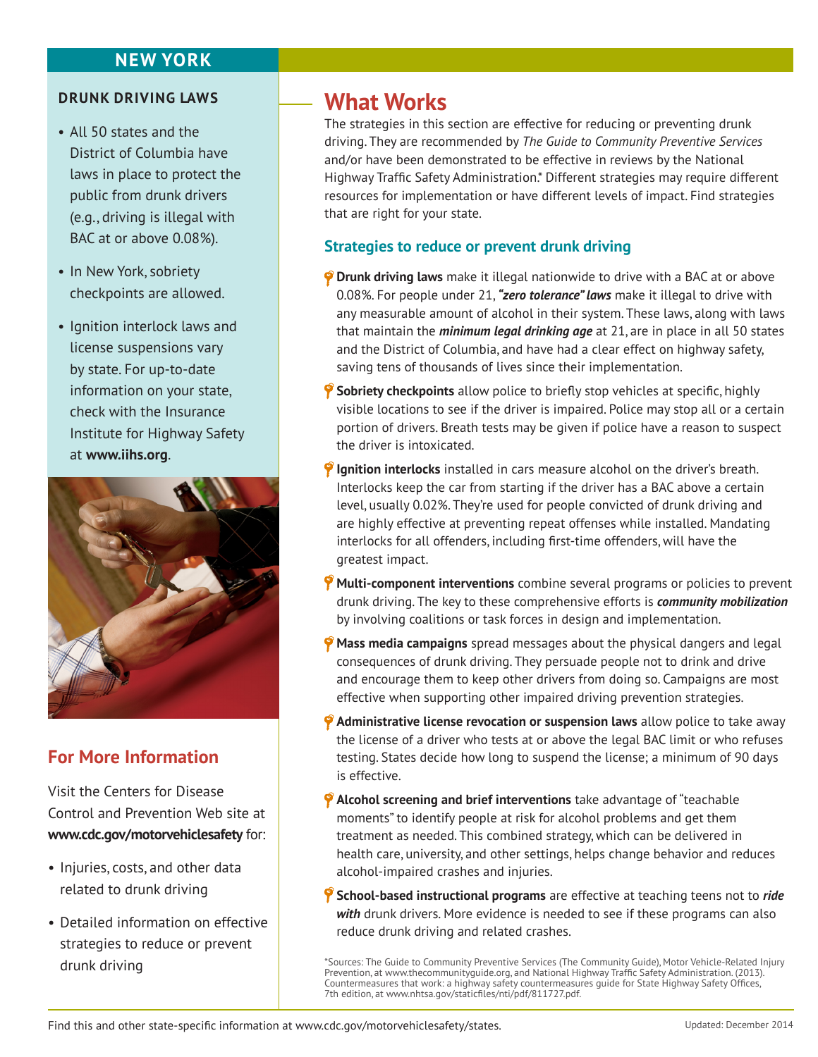## NEW YORK

### DRUNK DRIVING LAWS

- All 50 states and the District of Columbia have laws in place to protect the public from drunk drivers (e.g., driving is illegal with BAC at or above 0.08%).
- In New York, sobriety checkpoints are allowed.
- Ignition interlock laws and license suspensions vary by state. For up-to-date information on your state, check with the Insurance Institute for Highway Safety at **www.iihs.org**.

## For More Information

Visit the Centers for Disease Control and Prevention Web site at **www.cdc.gov/motorvehiclesafety** for:

- Injuries, costs, and other data related to drunk driving
- Detailed information on effective strategies to reduce or prevent drunk driving

# What Works

The strategies in this section are effective for reducing or preventing drunk driving. They are recommended by *The Guide to Community Preventive Services* and/or have been demonstrated to be effective in reviews by the National Highway Traffic Safety Administration.* Different strategies may require different resources for implementation or have different levels of impact. Find strategies that are right for your state.

### Strategies to reduce or prevent drunk driving

- **Drunk driving laws** make it illegal nationwide to drive with a BAC at or above 0.08%. For people under 21, ***"zero tolerance" laws*** make it illegal to drive with any measurable amount of alcohol in their system. These laws, along with laws that maintain the ***minimum legal drinking age*** at 21, are in place in all 50 states and the District of Columbia, and have had a clear effect on highway safety, saving tens of thousands of lives since their implementation.
- **Sobriety checkpoints** allow police to briefly stop vehicles at specific, highly visible locations to see if the driver is impaired. Police may stop all or a certain portion of drivers. Breath tests may be given if police have a reason to suspect the driver is intoxicated.
- **Ignition interlocks** installed in cars measure alcohol on the driver's breath. Interlocks keep the car from starting if the driver has a BAC above a certain level, usually 0.02%. They're used for people convicted of drunk driving and are highly effective at preventing repeat offenses while installed. Mandating interlocks for all offenders, including first-time offenders, will have the greatest impact.
- **Multi-component interventions** combine several programs or policies to prevent drunk driving. The key to these comprehensive efforts is ***community mobilization*** by involving coalitions or task forces in design and implementation.
- **Mass media campaigns** spread messages about the physical dangers and legal consequences of drunk driving. They persuade people not to drink and drive and encourage them to keep other drivers from doing so. Campaigns are most effective when supporting other impaired driving prevention strategies.
- **Administrative license revocation or suspension laws** allow police to take away the license of a driver who tests at or above the legal BAC limit or who refuses testing. States decide how long to suspend the license; a minimum of 90 days is effective.
- **Alcohol screening and brief interventions** take advantage of "teachable moments" to identify people at risk for alcohol problems and get them treatment as needed. This combined strategy, which can be delivered in health care, university, and other settings, helps change behavior and reduces alcohol-impaired crashes and injuries.
- **School-based instructional programs** are effective at teaching teens not to ***ride with*** drunk drivers. More evidence is needed to see if these programs can also reduce drunk driving and related crashes.

*Sources: The Guide to Community Preventive Services (The Community Guide), Motor Vehicle-Related Injury Prevention, at www.thecommunityguide.org, and National Highway Traffic Safety Administration. (2013). Countermeasures that work: a highway safety countermeasures guide for State Highway Safety Offices, 7th edition, at www.nhtsa.gov/staticfiles/nti/pdf/811727.pdf.

Find this and other state-specific information at www.cdc.gov/motorvehiclesafety/states.

Updated: December 2014